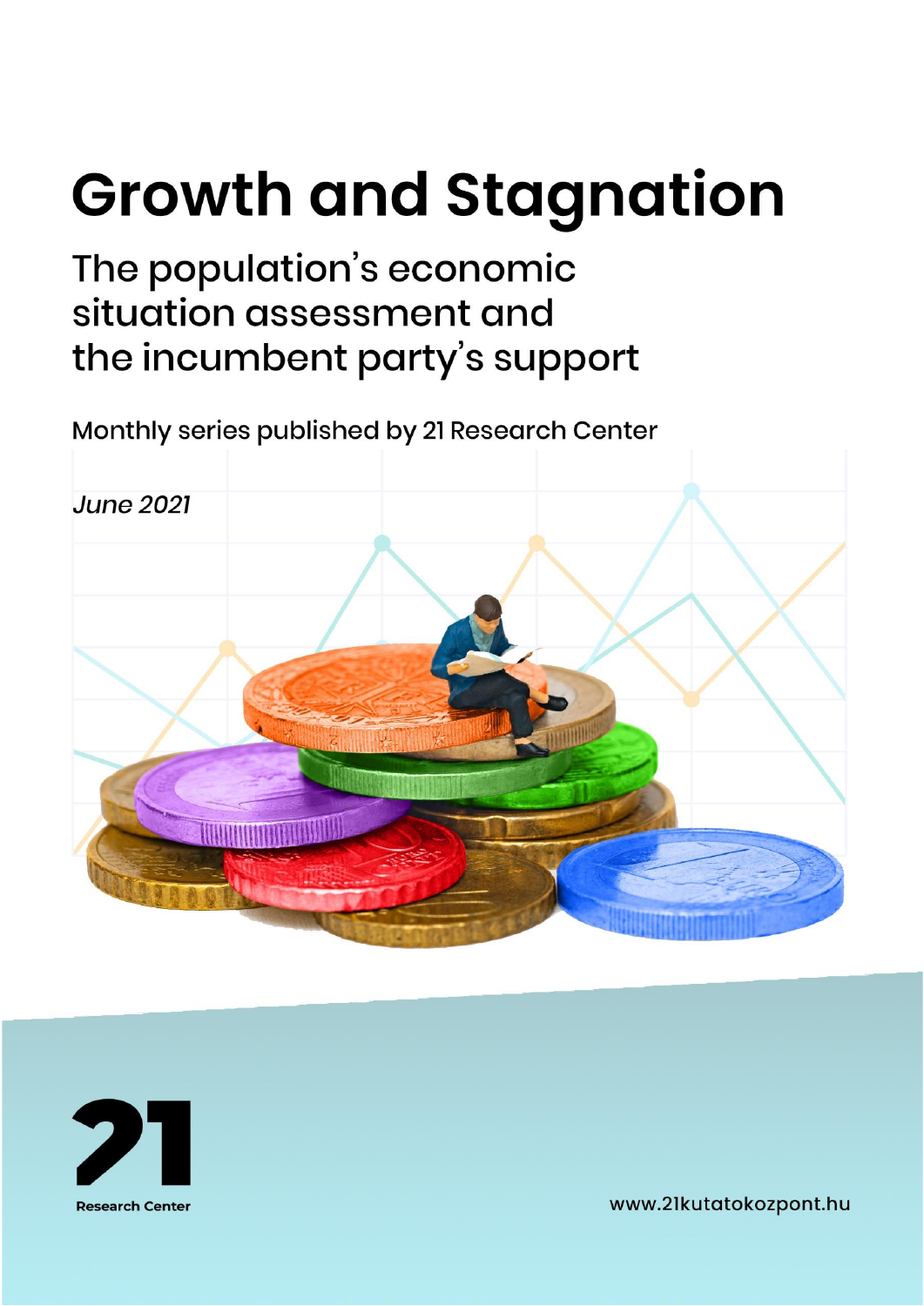# Growth and Stagnation

## The population's economic situation assessment and the incumbent party's support

Monthly series published by 21 Research Center

*June 2021*

Research Center

www.21kutatokozpont.hu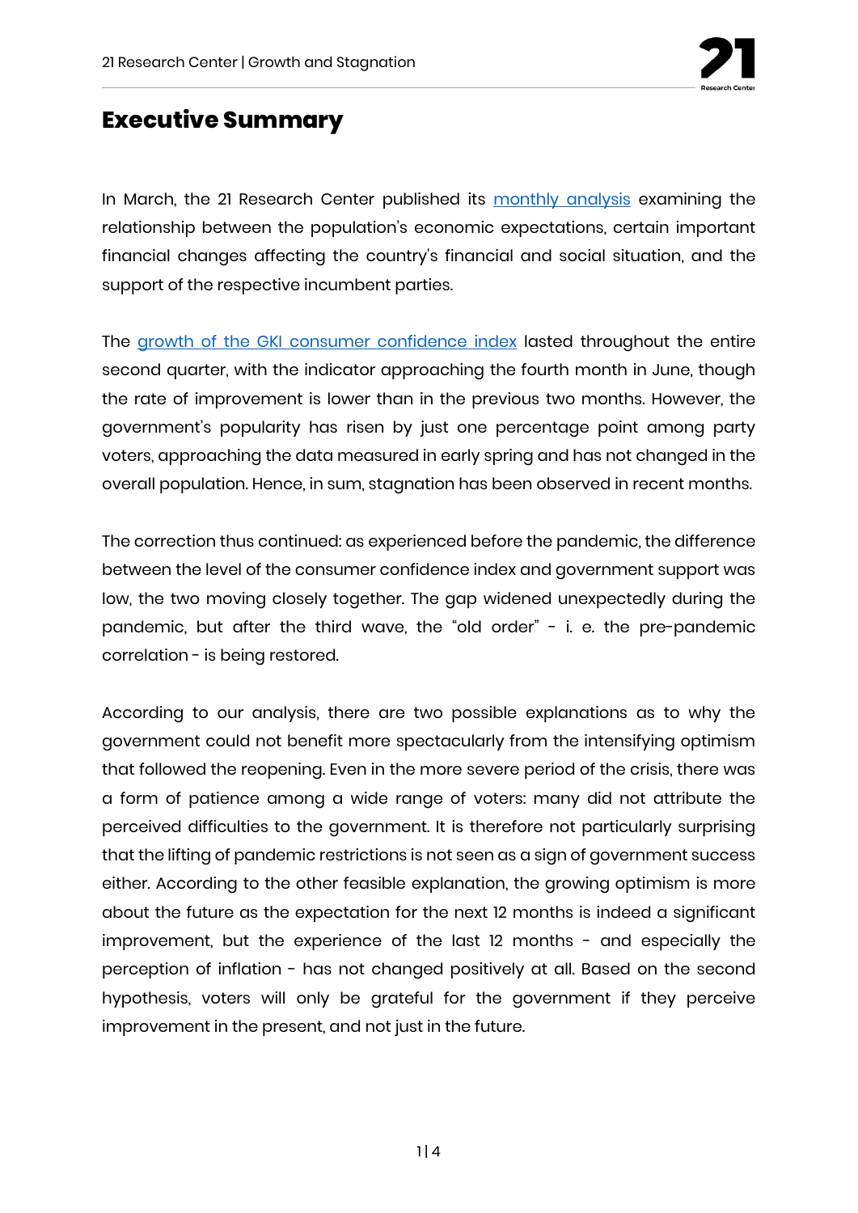# Executive Summary

In March, the 21 Research Center published its [monthly analysis] examining the relationship between the population's economic expectations, certain important financial changes affecting the country's financial and social situation, and the support of the respective incumbent parties.

The [growth of the GKI consumer confidence index] lasted throughout the entire second quarter, with the indicator approaching the fourth month in June, though the rate of improvement is lower than in the previous two months. However, the government's popularity has risen by just one percentage point among party voters, approaching the data measured in early spring and has not changed in the overall population. Hence, in sum, stagnation has been observed in recent months.

The correction thus continued: as experienced before the pandemic, the difference between the level of the consumer confidence index and government support was low, the two moving closely together. The gap widened unexpectedly during the pandemic, but after the third wave, the "old order" - i. e. the pre-pandemic correlation - is being restored.

According to our analysis, there are two possible explanations as to why the government could not benefit more spectacularly from the intensifying optimism that followed the reopening. Even in the more severe period of the crisis, there was a form of patience among a wide range of voters: many did not attribute the perceived difficulties to the government. It is therefore not particularly surprising that the lifting of pandemic restrictions is not seen as a sign of government success either. According to the other feasible explanation, the growing optimism is more about the future as the expectation for the next 12 months is indeed a significant improvement, but the experience of the last 12 months - and especially the perception of inflation - has not changed positively at all. Based on the second hypothesis, voters will only be grateful for the government if they perceive improvement in the present, and not just in the future.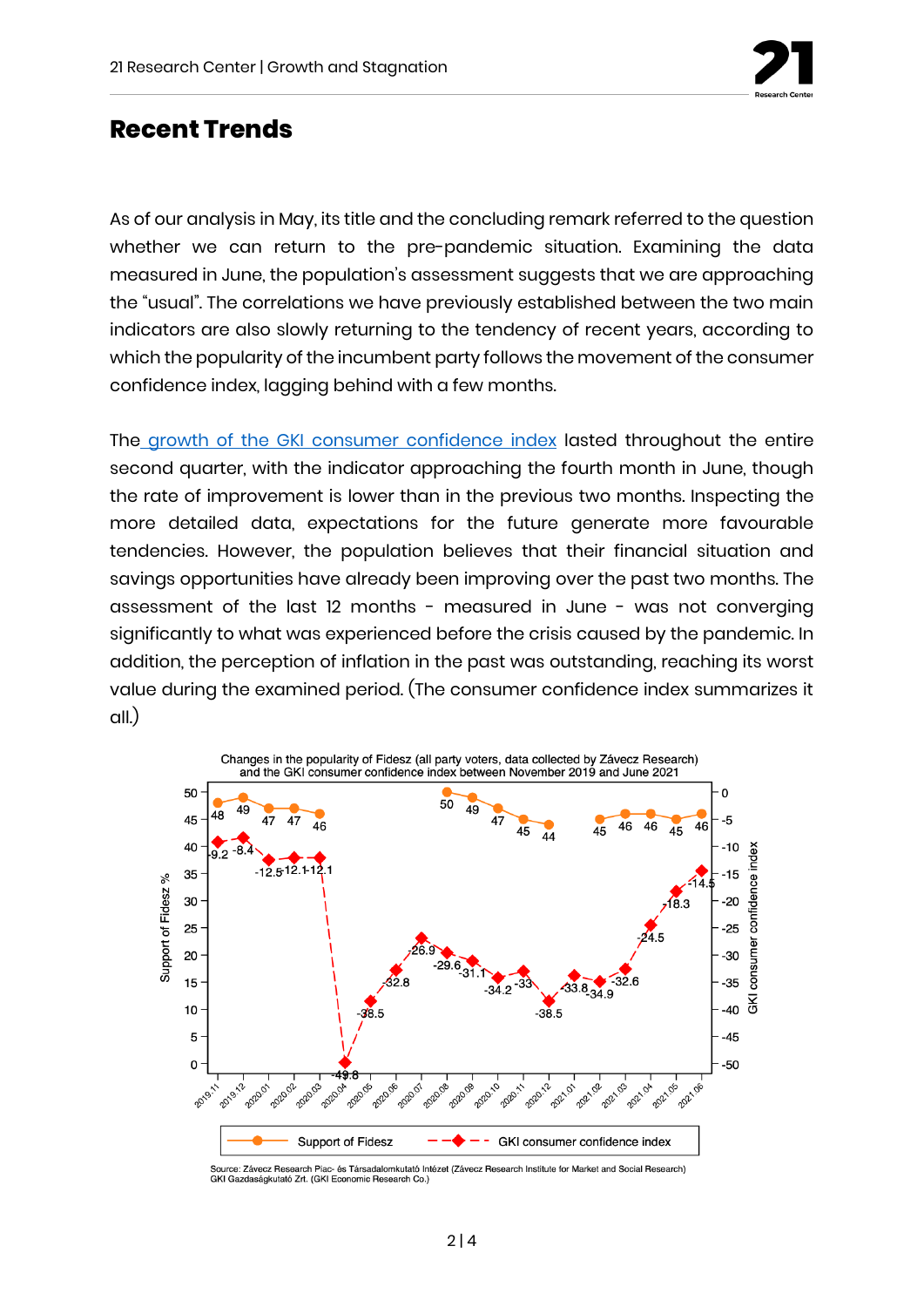## Recent Trends

As of our analysis in May, its title and the concluding remark referred to the question whether we can return to the pre-pandemic situation. Examining the data measured in June, the population's assessment suggests that we are approaching the "usual". The correlations we have previously established between the two main indicators are also slowly returning to the tendency of recent years, according to which the popularity of the incumbent party follows the movement of the consumer confidence index, lagging behind with a few months.

The growth of the GKI consumer confidence index lasted throughout the entire second quarter, with the indicator approaching the fourth month in June, though the rate of improvement is lower than in the previous two months. Inspecting the more detailed data, expectations for the future generate more favourable tendencies. However, the population believes that their financial situation and savings opportunities have already been improving over the past two months. The assessment of the last 12 months - measured in June - was not converging significantly to what was experienced before the crisis caused by the pandemic. In addition, the perception of inflation in the past was outstanding, reaching its worst value during the examined period. (The consumer confidence index summarizes it all.)

Changes in the popularity of Fidesz (all party voters, data collected by Závecz Research) and the GKI consumer confidence index between November 2019 and June 2021

| Month | Support of Fidesz % | GKI consumer confidence index |
|---|---|---|
| 2019.11 | 48 | -9.2 |
| 2019.12 | 49 | -8.4 |
| 2020.01 | 47 | -12.5 |
| 2020.02 | 47 | -12.1 |
| 2020.03 | 46 | -12.1 |
| 2020.04 | | -49.8 |
| 2020.05 | | -38.5 |
| 2020.06 | | -32.8 |
| 2020.07 | | -26.9 |
| 2020.08 | 50 | -29.6 |
| 2020.09 | 49 | -31.1 |
| 2020.10 | 47 | -34.2 |
| 2020.11 | 45 | -33 |
| 2020.12 | 44 | -38.5 |
| 2021.01 | | -33.8 |
| 2021.02 | 45 | -34.9 |
| 2021.03 | 46 | -32.6 |
| 2021.04 | 46 | -24.5 |
| 2021.05 | 45 | -18.3 |
| 2021.06 | 46 | -14.5 |

Source: Závecz Research Piac- és Társadalomkutató Intézet (Závecz Research Institute for Market and Social Research)
GKI Gazdaságkutató Zrt. (GKI Economic Research Co.)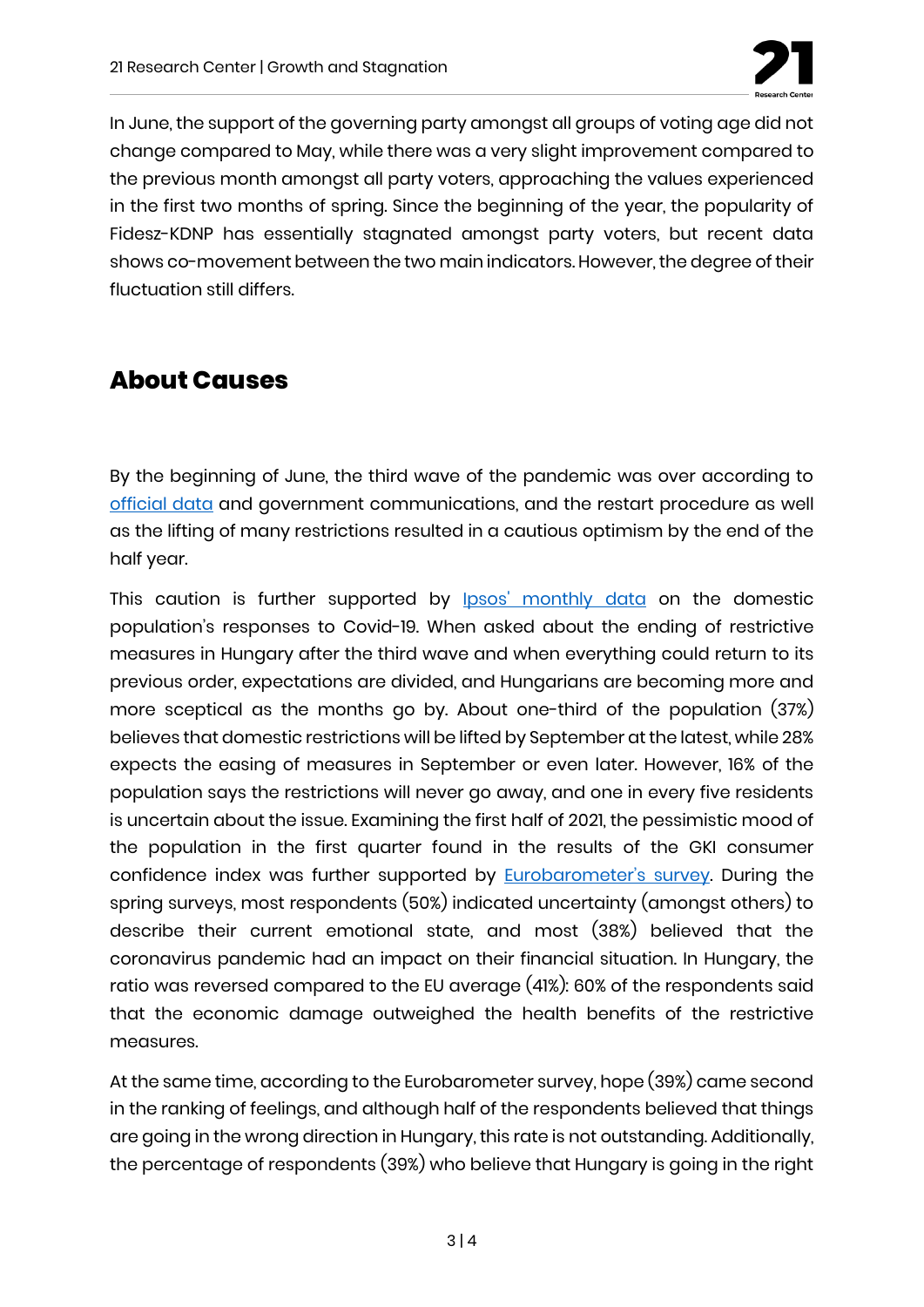In June, the support of the governing party amongst all groups of voting age did not change compared to May, while there was a very slight improvement compared to the previous month amongst all party voters, approaching the values experienced in the first two months of spring. Since the beginning of the year, the popularity of Fidesz-KDNP has essentially stagnated amongst party voters, but recent data shows co-movement between the two main indicators. However, the degree of their fluctuation still differs.

## About Causes

By the beginning of June, the third wave of the pandemic was over according to [official data]() and government communications, and the restart procedure as well as the lifting of many restrictions resulted in a cautious optimism by the end of the half year.

This caution is further supported by [Ipsos' monthly data]() on the domestic population's responses to Covid-19. When asked about the ending of restrictive measures in Hungary after the third wave and when everything could return to its previous order, expectations are divided, and Hungarians are becoming more and more sceptical as the months go by. About one-third of the population (37%) believes that domestic restrictions will be lifted by September at the latest, while 28% expects the easing of measures in September or even later. However, 16% of the population says the restrictions will never go away, and one in every five residents is uncertain about the issue. Examining the first half of 2021, the pessimistic mood of the population in the first quarter found in the results of the GKI consumer confidence index was further supported by [Eurobarometer's survey](). During the spring surveys, most respondents (50%) indicated uncertainty (amongst others) to describe their current emotional state, and most (38%) believed that the coronavirus pandemic had an impact on their financial situation. In Hungary, the ratio was reversed compared to the EU average (41%): 60% of the respondents said that the economic damage outweighed the health benefits of the restrictive measures.

At the same time, according to the Eurobarometer survey, hope (39%) came second in the ranking of feelings, and although half of the respondents believed that things are going in the wrong direction in Hungary, this rate is not outstanding. Additionally, the percentage of respondents (39%) who believe that Hungary is going in the right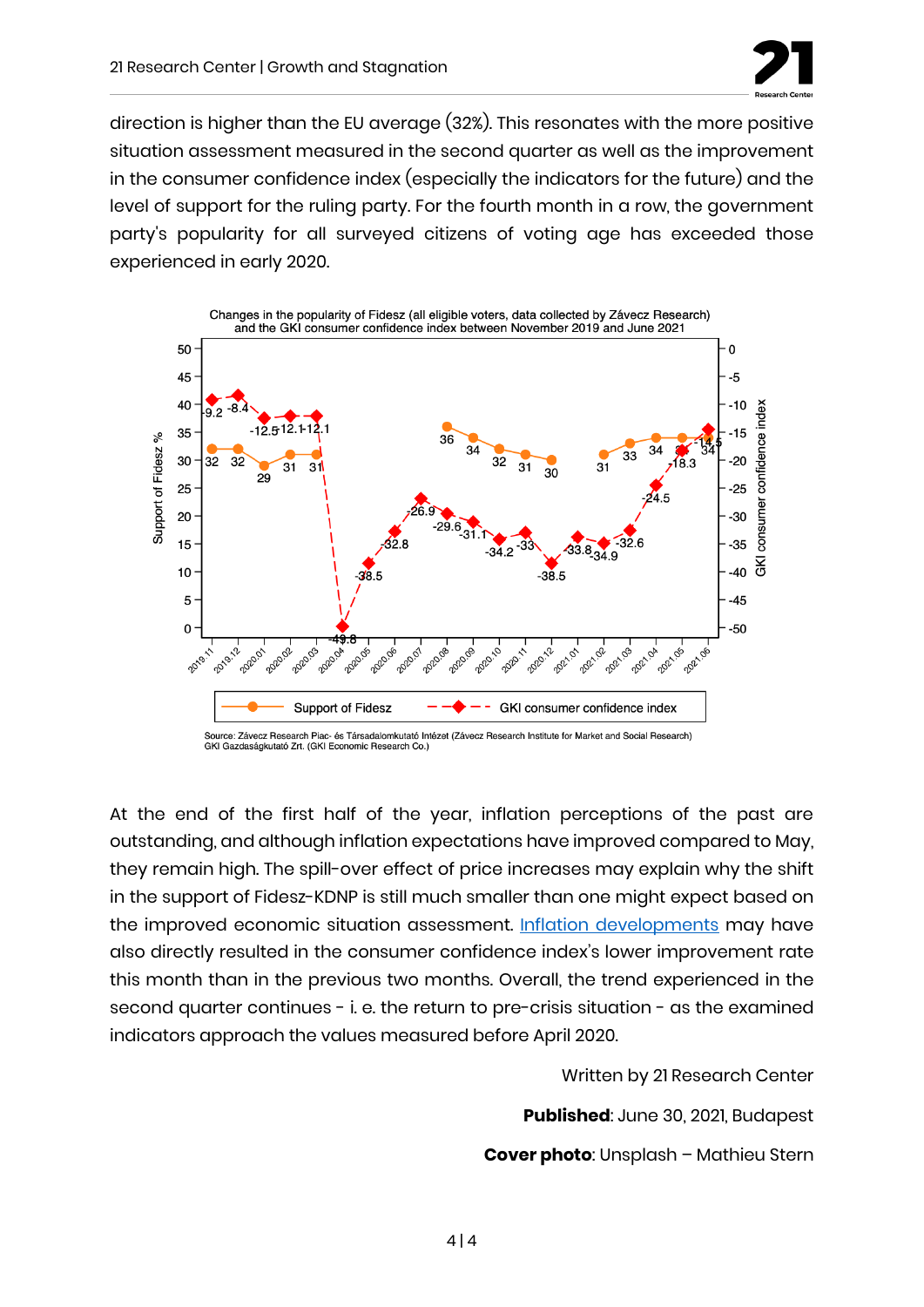direction is higher than the EU average (32%). This resonates with the more positive situation assessment measured in the second quarter as well as the improvement in the consumer confidence index (especially the indicators for the future) and the level of support for the ruling party. For the fourth month in a row, the government party's popularity for all surveyed citizens of voting age has exceeded those experienced in early 2020.

Changes in the popularity of Fidesz (all eligible voters, data collected by Závecz Research) and the GKI consumer confidence index between November 2019 and June 2021

Support of Fidesz %

GKI consumer confidence index

2019.11 2019.12 2020.01 2020.02 2020.03 2020.04 2020.05 2020.06 2020.07 2020.08 2020.09 2020.10 2020.11 2020.12 2021.01 2021.02 2021.03 2021.04 2021.05 2021.06

32 32 29 31 31 36 34 32 31 30 31 33 34 34 34

-9.2 -8.4 -12.5 -12.1 -12.1 -49.8 -38.5 -32.8 -26.9 -29.6 -31.1 -34.2 -33 -38.5 -33.8 -34.9 -32.6 -24.5 -18.3 -14.5

Support of Fidesz — GKI consumer confidence index

Source: Závecz Research Piac- és Társadalomkutató Intézet (Závecz Research Institute for Market and Social Research)
GKI Gazdaságkutató Zrt. (GKI Economic Research Co.)

At the end of the first half of the year, inflation perceptions of the past are outstanding, and although inflation expectations have improved compared to May, they remain high. The spill-over effect of price increases may explain why the shift in the support of Fidesz-KDNP is still much smaller than one might expect based on the improved economic situation assessment. Inflation developments may have also directly resulted in the consumer confidence index's lower improvement rate this month than in the previous two months. Overall, the trend experienced in the second quarter continues - i. e. the return to pre-crisis situation - as the examined indicators approach the values measured before April 2020.

Written by 21 Research Center

**Published**: June 30, 2021, Budapest

**Cover photo**: Unsplash – Mathieu Stern